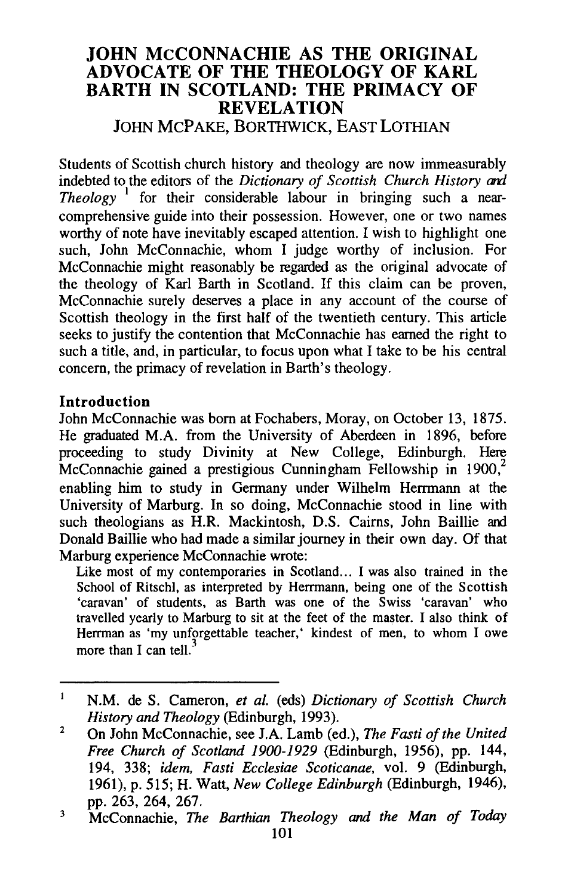# JOHN McCONNACHIE AS THE ORIGINAL ADVOCATE OF THE THEOLOGY OF KARL BARTH IN SCOTLAND: THE PRIMACY OF REVELATION

JOHN McPAKE, BORTHWICK, EAST LOTHIAN

Students of Scottish church history and theology are now immeasurably indebted to the editors of the *Dictionary of Scottish Church History and Theology* [1] for their considerable labour in bringing such a near-comprehensive guide into their possession. However, one or two names worthy of note have inevitably escaped attention. I wish to highlight one such, John McConnachie, whom I judge worthy of inclusion. For McConnachie might reasonably be regarded as the original advocate of the theology of Karl Barth in Scotland. If this claim can be proven, McConnachie surely deserves a place in any account of the course of Scottish theology in the first half of the twentieth century. This article seeks to justify the contention that McConnachie has earned the right to such a title, and, in particular, to focus upon what I take to be his central concern, the primacy of revelation in Barth's theology.

## Introduction

John McConnachie was born at Fochabers, Moray, on October 13, 1875. He graduated M.A. from the University of Aberdeen in 1896, before proceeding to study Divinity at New College, Edinburgh. Here McConnachie gained a prestigious Cunningham Fellowship in 1900,[2] enabling him to study in Germany under Wilhelm Herrmann at the University of Marburg. In so doing, McConnachie stood in line with such theologians as H.R. Mackintosh, D.S. Cairns, John Baillie and Donald Baillie who had made a similar journey in their own day. Of that Marburg experience McConnachie wrote:

> Like most of my contemporaries in Scotland... I was also trained in the School of Ritschl, as interpreted by Herrmann, being one of the Scottish 'caravan' of students, as Barth was one of the Swiss 'caravan' who travelled yearly to Marburg to sit at the feet of the master. I also think of Herrman as 'my unforgettable teacher,' kindest of men, to whom I owe more than I can tell.[3]

---

[1] N.M. de S. Cameron, *et al.* (eds) *Dictionary of Scottish Church History and Theology* (Edinburgh, 1993).

[2] On John McConnachie, see J.A. Lamb (ed.), *The Fasti of the United Free Church of Scotland 1900-1929* (Edinburgh, 1956), pp. 144, 194, 338; *idem, Fasti Ecclesiae Scoticanae*, vol. 9 (Edinburgh, 1961), p. 515; H. Watt, *New College Edinburgh* (Edinburgh, 1946), pp. 263, 264, 267.

[3] McConnachie, *The Barthian Theology and the Man of Today*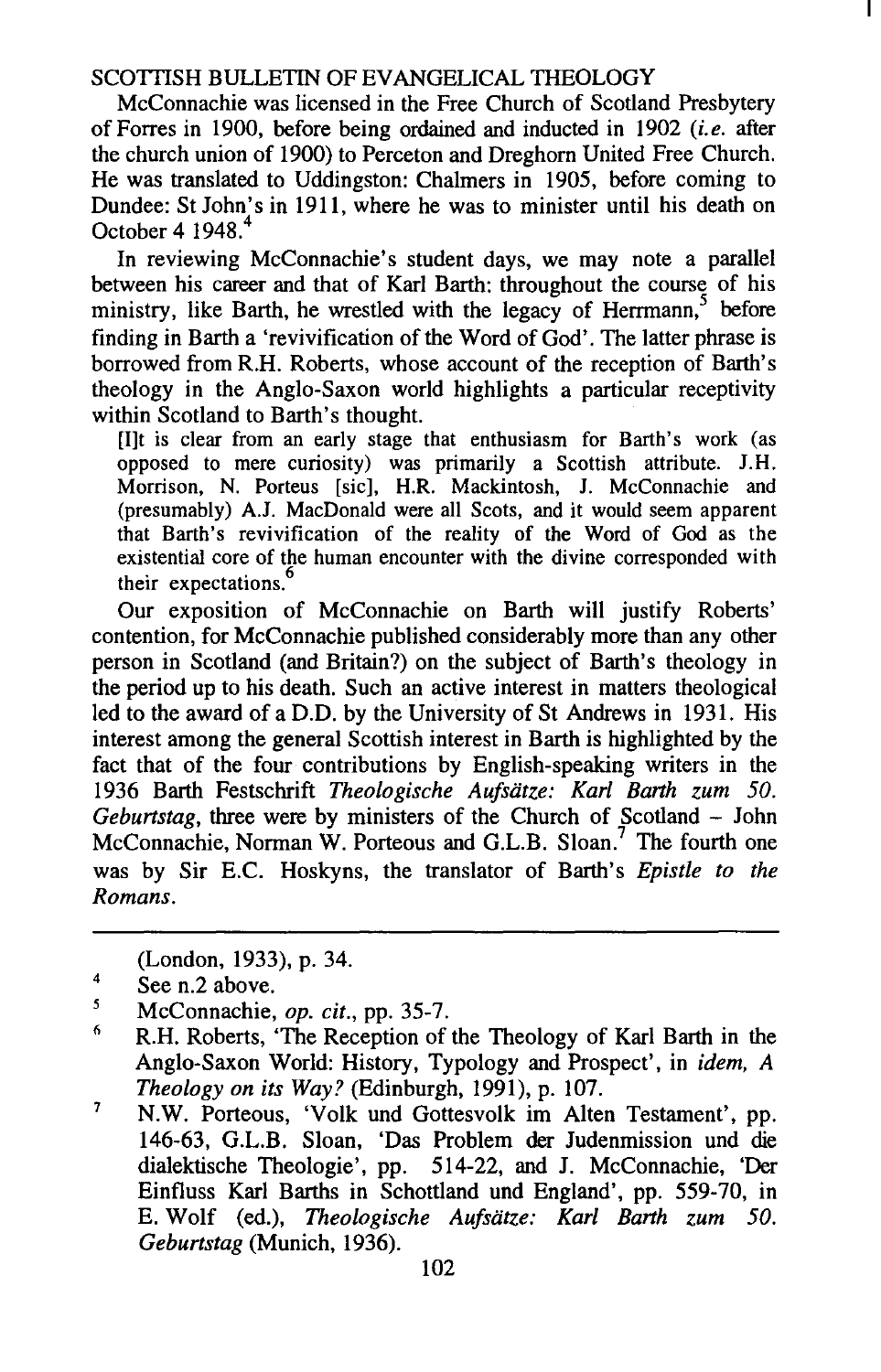McConnachie was licensed in the Free Church of Scotland Presbytery of Forres in 1900, before being ordained and inducted in 1902 (*i.e.* after the church union of 1900) to Perceton and Dreghorn United Free Church. He was translated to Uddingston: Chalmers in 1905, before coming to Dundee: St John's in 1911, where he was to minister until his death on October 4 1948.[4]

In reviewing McConnachie's student days, we may note a parallel between his career and that of Karl Barth: throughout the course of his ministry, like Barth, he wrestled with the legacy of Herrmann,[5] before finding in Barth a 'revivification of the Word of God'. The latter phrase is borrowed from R.H. Roberts, whose account of the reception of Barth's theology in the Anglo-Saxon world highlights a particular receptivity within Scotland to Barth's thought.

> [I]t is clear from an early stage that enthusiasm for Barth's work (as opposed to mere curiosity) was primarily a Scottish attribute. J.H. Morrison, N. Porteus [sic], H.R. Mackintosh, J. McConnachie and (presumably) A.J. MacDonald were all Scots, and it would seem apparent that Barth's revivification of the reality of the Word of God as the existential core of the human encounter with the divine corresponded with their expectations.[6]

Our exposition of McConnachie on Barth will justify Roberts' contention, for McConnachie published considerably more than any other person in Scotland (and Britain?) on the subject of Barth's theology in the period up to his death. Such an active interest in matters theological led to the award of a D.D. by the University of St Andrews in 1931. His interest among the general Scottish interest in Barth is highlighted by the fact that of the four contributions by English-speaking writers in the 1936 Barth Festschrift *Theologische Aufsätze: Karl Barth zum 50. Geburtstag*, three were by ministers of the Church of Scotland – John McConnachie, Norman W. Porteous and G.L.B. Sloan.[7] The fourth one was by Sir E.C. Hoskyns, the translator of Barth's *Epistle to the Romans*.

---

(London, 1933), p. 34.

4 See n.2 above.

5 McConnachie, *op. cit.*, pp. 35-7.

6 R.H. Roberts, 'The Reception of the Theology of Karl Barth in the Anglo-Saxon World: History, Typology and Prospect', in *idem, A Theology on its Way?* (Edinburgh, 1991), p. 107.

7 N.W. Porteous, 'Volk und Gottesvolk im Alten Testament', pp. 146-63, G.L.B. Sloan, 'Das Problem der Judenmission und die dialektische Theologie', pp. 514-22, and J. McConnachie, 'Der Einfluss Karl Barths in Schottland und England', pp. 559-70, in E. Wolf (ed.), *Theologische Aufsätze: Karl Barth zum 50. Geburtstag* (Munich, 1936).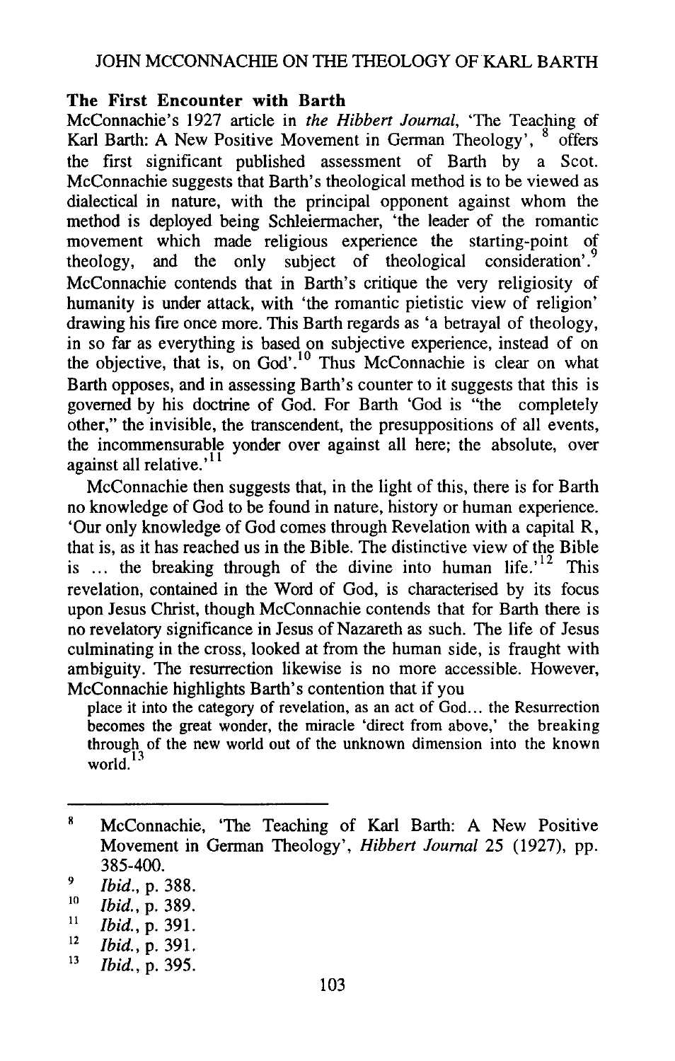## The First Encounter with Barth

McConnachie's 1927 article in *the Hibbert Journal*, 'The Teaching of Karl Barth: A New Positive Movement in German Theology', [8] offers the first significant published assessment of Barth by a Scot. McConnachie suggests that Barth's theological method is to be viewed as dialectical in nature, with the principal opponent against whom the method is deployed being Schleiermacher, 'the leader of the romantic movement which made religious experience the starting-point of theology, and the only subject of theological consideration'.[9] McConnachie contends that in Barth's critique the very religiosity of humanity is under attack, with 'the romantic pietistic view of religion' drawing his fire once more. This Barth regards as 'a betrayal of theology, in so far as everything is based on subjective experience, instead of on the objective, that is, on God'.[10] Thus McConnachie is clear on what Barth opposes, and in assessing Barth's counter to it suggests that this is governed by his doctrine of God. For Barth 'God is "the completely other," the invisible, the transcendent, the presuppositions of all events, the incommensurable yonder over against all here; the absolute, over against all relative.'[11]

McConnachie then suggests that, in the light of this, there is for Barth no knowledge of God to be found in nature, history or human experience. 'Our only knowledge of God comes through Revelation with a capital R, that is, as it has reached us in the Bible. The distinctive view of the Bible is ... the breaking through of the divine into human life.'[12] This revelation, contained in the Word of God, is characterised by its focus upon Jesus Christ, though McConnachie contends that for Barth there is no revelatory significance in Jesus of Nazareth as such. The life of Jesus culminating in the cross, looked at from the human side, is fraught with ambiguity. The resurrection likewise is no more accessible. However, McConnachie highlights Barth's contention that if you

> place it into the category of revelation, as an act of God... the Resurrection becomes the great wonder, the miracle 'direct from above,' the breaking through of the new world out of the unknown dimension into the known world.[13]

---

[8] McConnachie, 'The Teaching of Karl Barth: A New Positive Movement in German Theology', *Hibbert Journal* 25 (1927), pp. 385-400.

[9] *Ibid.*, p. 388.

[10] *Ibid.*, p. 389.

[11] *Ibid.*, p. 391.

[12] *Ibid.*, p. 391.

[13] *Ibid.*, p. 395.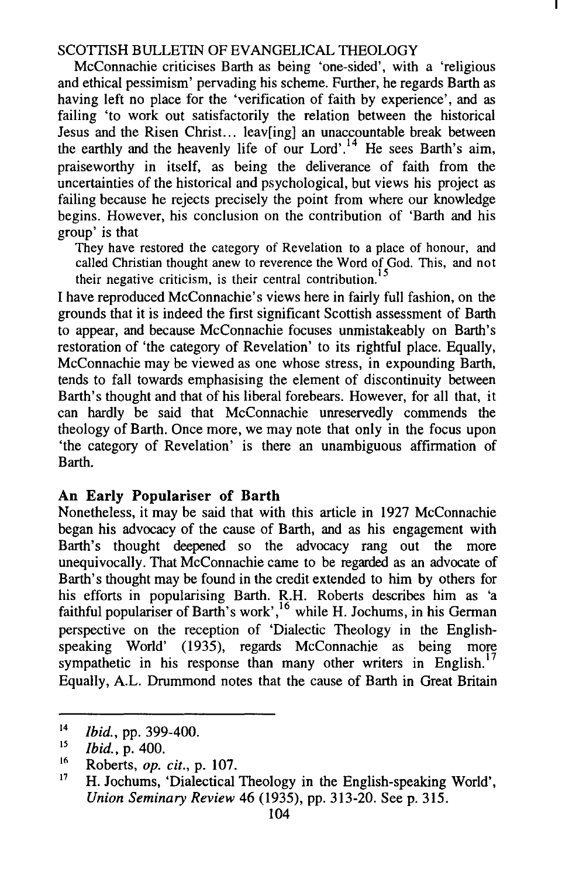McConnachie criticises Barth as being 'one-sided', with a 'religious and ethical pessimism' pervading his scheme. Further, he regards Barth as having left no place for the 'verification of faith by experience', and as failing 'to work out satisfactorily the relation between the historical Jesus and the Risen Christ... leav[ing] an unaccountable break between the earthly and the heavenly life of our Lord'.[14] He sees Barth's aim, praiseworthy in itself, as being the deliverance of faith from the uncertainties of the historical and psychological, but views his project as failing because he rejects precisely the point from where our knowledge begins. However, his conclusion on the contribution of 'Barth and his group' is that

> They have restored the category of Revelation to a place of honour, and called Christian thought anew to reverence the Word of God. This, and not their negative criticism, is their central contribution.[15]

I have reproduced McConnachie's views here in fairly full fashion, on the grounds that it is indeed the first significant Scottish assessment of Barth to appear, and because McConnachie focuses unmistakeably on Barth's restoration of 'the category of Revelation' to its rightful place. Equally, McConnachie may be viewed as one whose stress, in expounding Barth, tends to fall towards emphasising the element of discontinuity between Barth's thought and that of his liberal forebears. However, for all that, it can hardly be said that McConnachie unreservedly commends the theology of Barth. Once more, we may note that only in the focus upon 'the category of Revelation' is there an unambiguous affirmation of Barth.

## An Early Populariser of Barth

Nonetheless, it may be said that with this article in 1927 McConnachie began his advocacy of the cause of Barth, and as his engagement with Barth's thought deepened so the advocacy rang out the more unequivocally. That McConnachie came to be regarded as an advocate of Barth's thought may be found in the credit extended to him by others for his efforts in popularising Barth. R.H. Roberts describes him as 'a faithful populariser of Barth's work',[16] while H. Jochums, in his German perspective on the reception of 'Dialectic Theology in the English-speaking World' (1935), regards McConnachie as being more sympathetic in his response than many other writers in English.[17] Equally, A.L. Drummond notes that the cause of Barth in Great Britain

---

[14] *Ibid.*, pp. 399-400.

[15] *Ibid.*, p. 400.

[16] Roberts, *op. cit.*, p. 107.

[17] H. Jochums, 'Dialectical Theology in the English-speaking World', *Union Seminary Review* 46 (1935), pp. 313-20. See p. 315.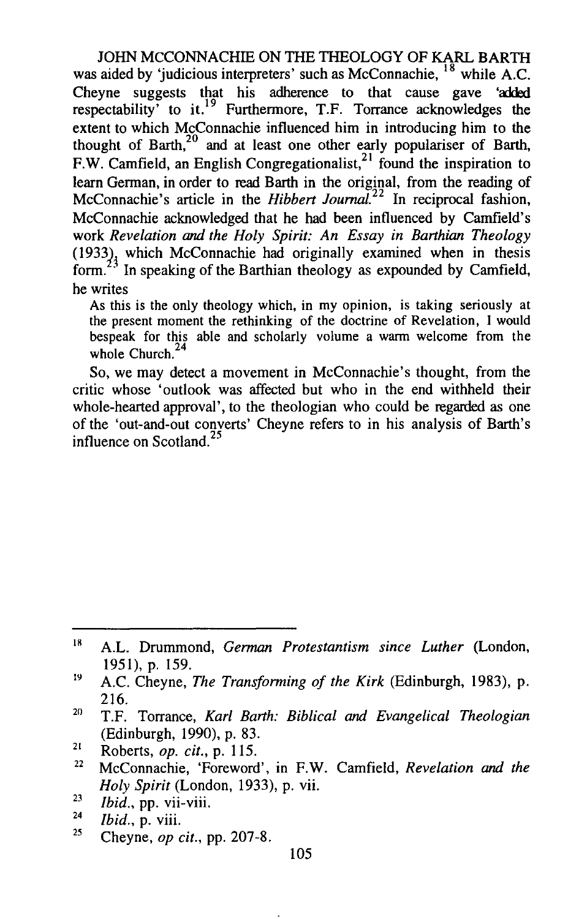was aided by 'judicious interpreters' such as McConnachie,[18] while A.C. Cheyne suggests that his adherence to that cause gave 'added respectability' to it.[19] Furthermore, T.F. Torrance acknowledges the extent to which McConnachie influenced him in introducing him to the thought of Barth,[20] and at least one other early populariser of Barth, F.W. Camfield, an English Congregationalist,[21] found the inspiration to learn German, in order to read Barth in the original, from the reading of McConnachie's article in the *Hibbert Journal*.[22] In reciprocal fashion, McConnachie acknowledged that he had been influenced by Camfield's work *Revelation and the Holy Spirit: An Essay in Barthian Theology* (1933), which McConnachie had originally examined when in thesis form.[23] In speaking of the Barthian theology as expounded by Camfield, he writes

> As this is the only theology which, in my opinion, is taking seriously at the present moment the rethinking of the doctrine of Revelation, I would bespeak for this able and scholarly volume a warm welcome from the whole Church.[24]

So, we may detect a movement in McConnachie's thought, from the critic whose 'outlook was affected but who in the end withheld their whole-hearted approval', to the theologian who could be regarded as one of the 'out-and-out converts' Cheyne refers to in his analysis of Barth's influence on Scotland.[25]

---

[18] A.L. Drummond, *German Protestantism since Luther* (London, 1951), p. 159.

[19] A.C. Cheyne, *The Transforming of the Kirk* (Edinburgh, 1983), p. 216.

[20] T.F. Torrance, *Karl Barth: Biblical and Evangelical Theologian* (Edinburgh, 1990), p. 83.

[21] Roberts, *op. cit.*, p. 115.

[22] McConnachie, 'Foreword', in F.W. Camfield, *Revelation and the Holy Spirit* (London, 1933), p. vii.

[23] *Ibid.*, pp. vii-viii.

[24] *Ibid.*, p. viii.

[25] Cheyne, *op cit.*, pp. 207-8.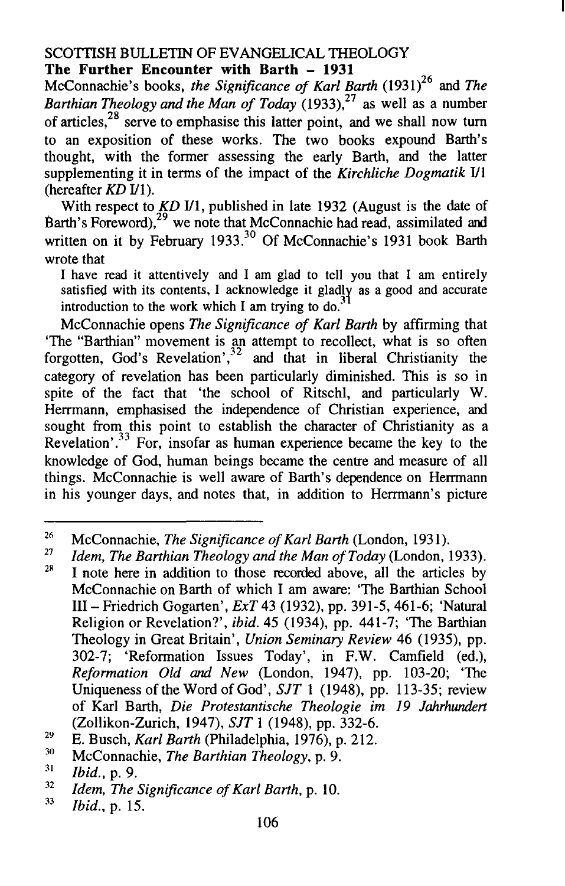## The Further Encounter with Barth – 1931

McConnachie's books, *the Significance of Karl Barth* (1931)[26] and *The Barthian Theology and the Man of Today* (1933),[27] as well as a number of articles,[28] serve to emphasise this latter point, and we shall now turn to an exposition of these works. The two books expound Barth's thought, with the former assessing the early Barth, and the latter supplementing it in terms of the impact of the *Kirchliche Dogmatik* I/1 (hereafter *KD* I/1).

With respect to *KD* I/1, published in late 1932 (August is the date of Barth's Foreword),[29] we note that McConnachie had read, assimilated and written on it by February 1933.[30] Of McConnachie's 1931 book Barth wrote that

> I have read it attentively and I am glad to tell you that I am entirely satisfied with its contents, I acknowledge it gladly as a good and accurate introduction to the work which I am trying to do.[31]

McConnachie opens *The Significance of Karl Barth* by affirming that 'The "Barthian" movement is an attempt to recollect, what is so often forgotten, God's Revelation',[32] and that in liberal Christianity the category of revelation has been particularly diminished. This is so in spite of the fact that 'the school of Ritschl, and particularly W. Herrmann, emphasised the independence of Christian experience, and sought from this point to establish the character of Christianity as a Revelation'.[33] For, insofar as human experience became the key to the knowledge of God, human beings became the centre and measure of all things. McConnachie is well aware of Barth's dependence on Herrmann in his younger days, and notes that, in addition to Herrmann's picture

---

[26] McConnachie, *The Significance of Karl Barth* (London, 1931).

[27] *Idem, The Barthian Theology and the Man of Today* (London, 1933).

[28] I note here in addition to those recorded above, all the articles by McConnachie on Barth of which I am aware: 'The Barthian School III – Friedrich Gogarten', *ExT* 43 (1932), pp. 391-5, 461-6; 'Natural Religion or Revelation?', *ibid.* 45 (1934), pp. 441-7; 'The Barthian Theology in Great Britain', *Union Seminary Review* 46 (1935), pp. 302-7; 'Reformation Issues Today', in F.W. Camfield (ed.), *Reformation Old and New* (London, 1947), pp. 103-20; 'The Uniqueness of the Word of God', *SJT* 1 (1948), pp. 113-35; review of Karl Barth, *Die Protestantische Theologie im 19 Jahrhundert* (Zollikon-Zurich, 1947), *SJT* 1 (1948), pp. 332-6.

[29] E. Busch, *Karl Barth* (Philadelphia, 1976), p. 212.

[30] McConnachie, *The Barthian Theology*, p. 9.

[31] *Ibid.*, p. 9.

[32] *Idem, The Significance of Karl Barth*, p. 10.

[33] *Ibid.*, p. 15.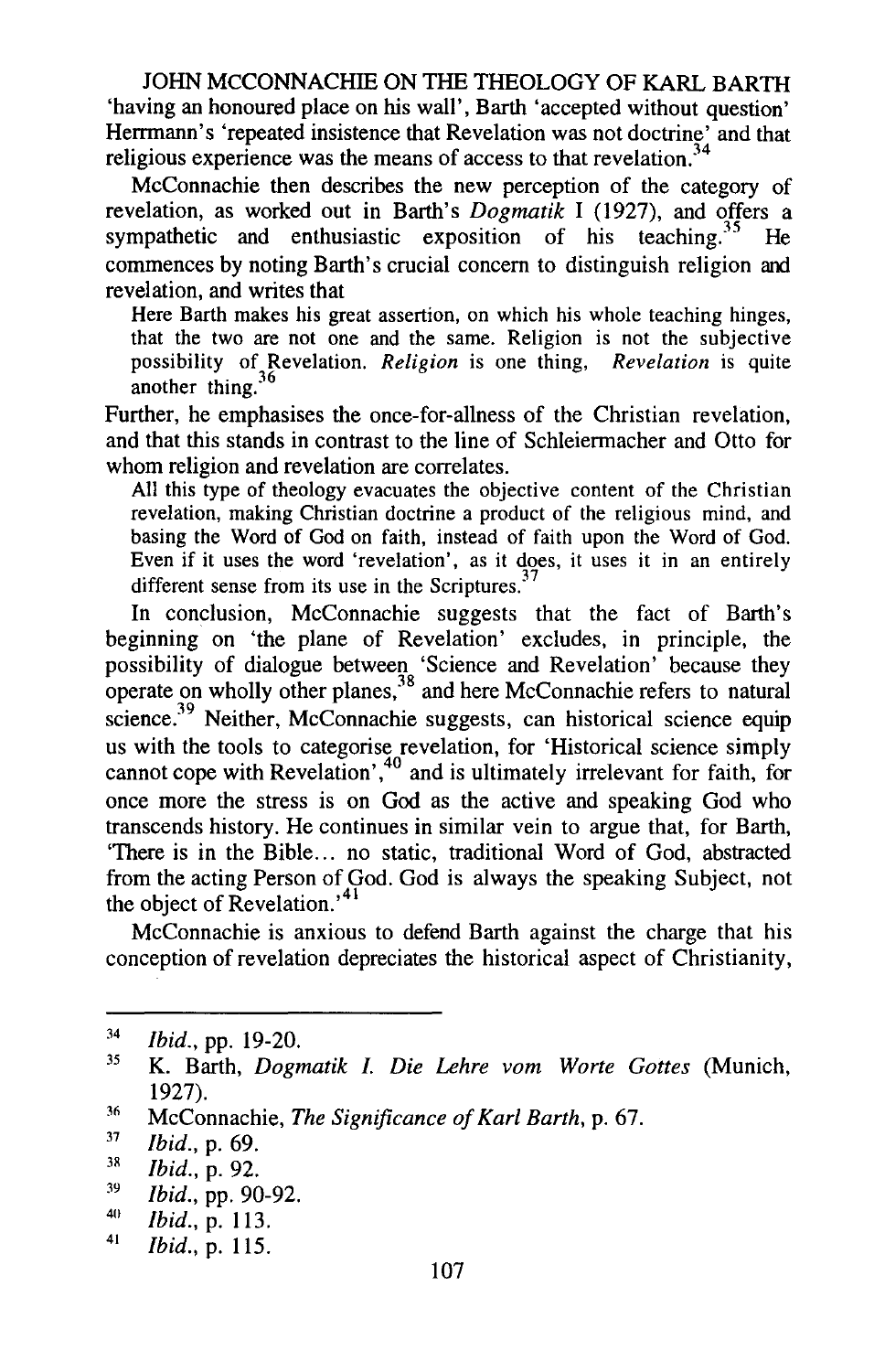'having an honoured place on his wall', Barth 'accepted without question' Herrmann's 'repeated insistence that Revelation was not doctrine' and that religious experience was the means of access to that revelation.[34]

McConnachie then describes the new perception of the category of revelation, as worked out in Barth's *Dogmatik* I (1927), and offers a sympathetic and enthusiastic exposition of his teaching.[35] He commences by noting Barth's crucial concern to distinguish religion and revelation, and writes that

> Here Barth makes his great assertion, on which his whole teaching hinges, that the two are not one and the same. Religion is not the subjective possibility of Revelation. *Religion* is one thing, *Revelation* is quite another thing.[36]

Further, he emphasises the once-for-allness of the Christian revelation, and that this stands in contrast to the line of Schleiermacher and Otto for whom religion and revelation are correlates.

> All this type of theology evacuates the objective content of the Christian revelation, making Christian doctrine a product of the religious mind, and basing the Word of God on faith, instead of faith upon the Word of God. Even if it uses the word 'revelation', as it does, it uses it in an entirely different sense from its use in the Scriptures.[37]

In conclusion, McConnachie suggests that the fact of Barth's beginning on 'the plane of Revelation' excludes, in principle, the possibility of dialogue between 'Science and Revelation' because they operate on wholly other planes,[38] and here McConnachie refers to natural science.[39] Neither, McConnachie suggests, can historical science equip us with the tools to categorise revelation, for 'Historical science simply cannot cope with Revelation',[40] and is ultimately irrelevant for faith, for once more the stress is on God as the active and speaking God who transcends history. He continues in similar vein to argue that, for Barth, 'There is in the Bible... no static, traditional Word of God, abstracted from the acting Person of God. God is always the speaking Subject, not the object of Revelation.'[41]

McConnachie is anxious to defend Barth against the charge that his conception of revelation depreciates the historical aspect of Christianity,

---

[34] *Ibid.*, pp. 19-20.

[35] K. Barth, *Dogmatik I. Die Lehre vom Worte Gottes* (Munich, 1927).

[36] McConnachie, *The Significance of Karl Barth*, p. 67.

[37] *Ibid.*, p. 69.

[38] *Ibid.*, p. 92.

[39] *Ibid.*, pp. 90-92.

[40] *Ibid.*, p. 113.

[41] *Ibid.*, p. 115.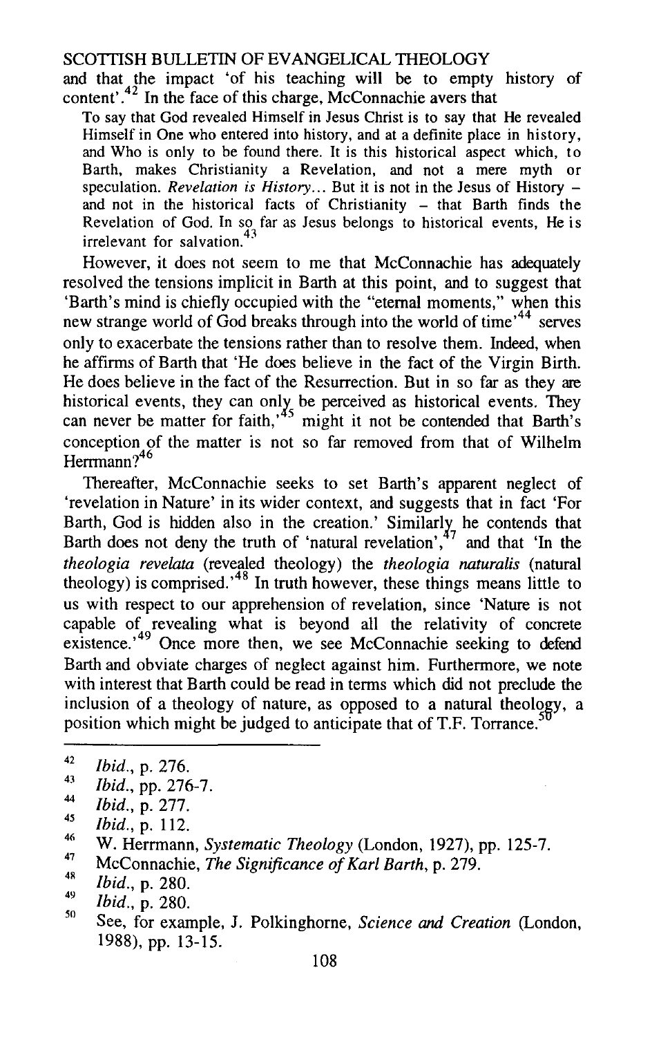and that the impact 'of his teaching will be to empty history of content'.[42] In the face of this charge, McConnachie avers that

> To say that God revealed Himself in Jesus Christ is to say that He revealed Himself in One who entered into history, and at a definite place in history, and Who is only to be found there. It is this historical aspect which, to Barth, makes Christianity a Revelation, and not a mere myth or speculation. *Revelation is History*... But it is not in the Jesus of History – and not in the historical facts of Christianity – that Barth finds the Revelation of God. In so far as Jesus belongs to historical events, He is irrelevant for salvation.[43]

However, it does not seem to me that McConnachie has adequately resolved the tensions implicit in Barth at this point, and to suggest that 'Barth's mind is chiefly occupied with the "eternal moments," when this new strange world of God breaks through into the world of time'[44] serves only to exacerbate the tensions rather than to resolve them. Indeed, when he affirms of Barth that 'He does believe in the fact of the Virgin Birth. He does believe in the fact of the Resurrection. But in so far as they are historical events, they can only be perceived as historical events. They can never be matter for faith,'[45] might it not be contended that Barth's conception of the matter is not so far removed from that of Wilhelm Herrmann?[46]

Thereafter, McConnachie seeks to set Barth's apparent neglect of 'revelation in Nature' in its wider context, and suggests that in fact 'For Barth, God is hidden also in the creation.' Similarly he contends that Barth does not deny the truth of 'natural revelation',[47] and that 'In the *theologia revelata* (revealed theology) the *theologia naturalis* (natural theology) is comprised.'[48] In truth however, these things means little to us with respect to our apprehension of revelation, since 'Nature is not capable of revealing what is beyond all the relativity of concrete existence.'[49] Once more then, we see McConnachie seeking to defend Barth and obviate charges of neglect against him. Furthermore, we note with interest that Barth could be read in terms which did not preclude the inclusion of a theology of nature, as opposed to a natural theology, a position which might be judged to anticipate that of T.F. Torrance.[50]

---

[42] *Ibid.*, p. 276.

[43] *Ibid.*, pp. 276-7.

[44] *Ibid.*, p. 277.

[45] *Ibid.*, p. 112.

[46] W. Herrmann, *Systematic Theology* (London, 1927), pp. 125-7.

[47] McConnachie, *The Significance of Karl Barth*, p. 279.

[48] *Ibid.*, p. 280.

[49] *Ibid.*, p. 280.

[50] See, for example, J. Polkinghorne, *Science and Creation* (London, 1988), pp. 13-15.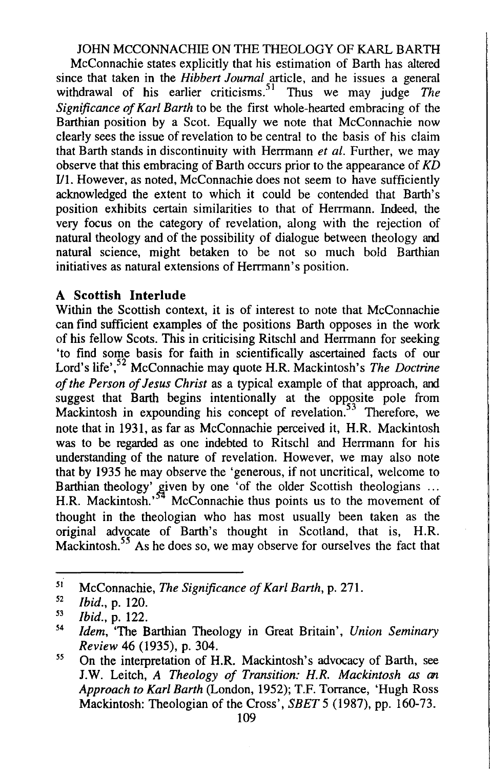McConnachie states explicitly that his estimation of Barth has altered since that taken in the *Hibbert Journal* article, and he issues a general withdrawal of his earlier criticisms.[51] Thus we may judge *The Significance of Karl Barth* to be the first whole-hearted embracing of the Barthian position by a Scot. Equally we note that McConnachie now clearly sees the issue of revelation to be central to the basis of his claim that Barth stands in discontinuity with Herrmann *et al.* Further, we may observe that this embracing of Barth occurs prior to the appearance of *KD* I/1. However, as noted, McConnachie does not seem to have sufficiently acknowledged the extent to which it could be contended that Barth's position exhibits certain similarities to that of Herrmann. Indeed, the very focus on the category of revelation, along with the rejection of natural theology and of the possibility of dialogue between theology and natural science, might betaken to be not so much bold Barthian initiatives as natural extensions of Herrmann's position.

### A Scottish Interlude

Within the Scottish context, it is of interest to note that McConnachie can find sufficient examples of the positions Barth opposes in the work of his fellow Scots. This in criticising Ritschl and Herrmann for seeking 'to find some basis for faith in scientifically ascertained facts of our Lord's life',[52] McConnachie may quote H.R. Mackintosh's *The Doctrine of the Person of Jesus Christ* as a typical example of that approach, and suggest that Barth begins intentionally at the opposite pole from Mackintosh in expounding his concept of revelation.[53] Therefore, we note that in 1931, as far as McConnachie perceived it, H.R. Mackintosh was to be regarded as one indebted to Ritschl and Herrmann for his understanding of the nature of revelation. However, we may also note that by 1935 he may observe the 'generous, if not uncritical, welcome to Barthian theology' given by one 'of the older Scottish theologians ... H.R. Mackintosh.'[54] McConnachie thus points us to the movement of thought in the theologian who has most usually been taken as the original advocate of Barth's thought in Scotland, that is, H.R. Mackintosh.[55] As he does so, we may observe for ourselves the fact that

---

[51] McConnachie, *The Significance of Karl Barth*, p. 271.

[52] *Ibid.*, p. 120.

[53] *Ibid.*, p. 122.

[54] *Idem*, 'The Barthian Theology in Great Britain', *Union Seminary Review* 46 (1935), p. 304.

[55] On the interpretation of H.R. Mackintosh's advocacy of Barth, see J.W. Leitch, *A Theology of Transition: H.R. Mackintosh as an Approach to Karl Barth* (London, 1952); T.F. Torrance, 'Hugh Ross Mackintosh: Theologian of the Cross', *SBET* 5 (1987), pp. 160-73.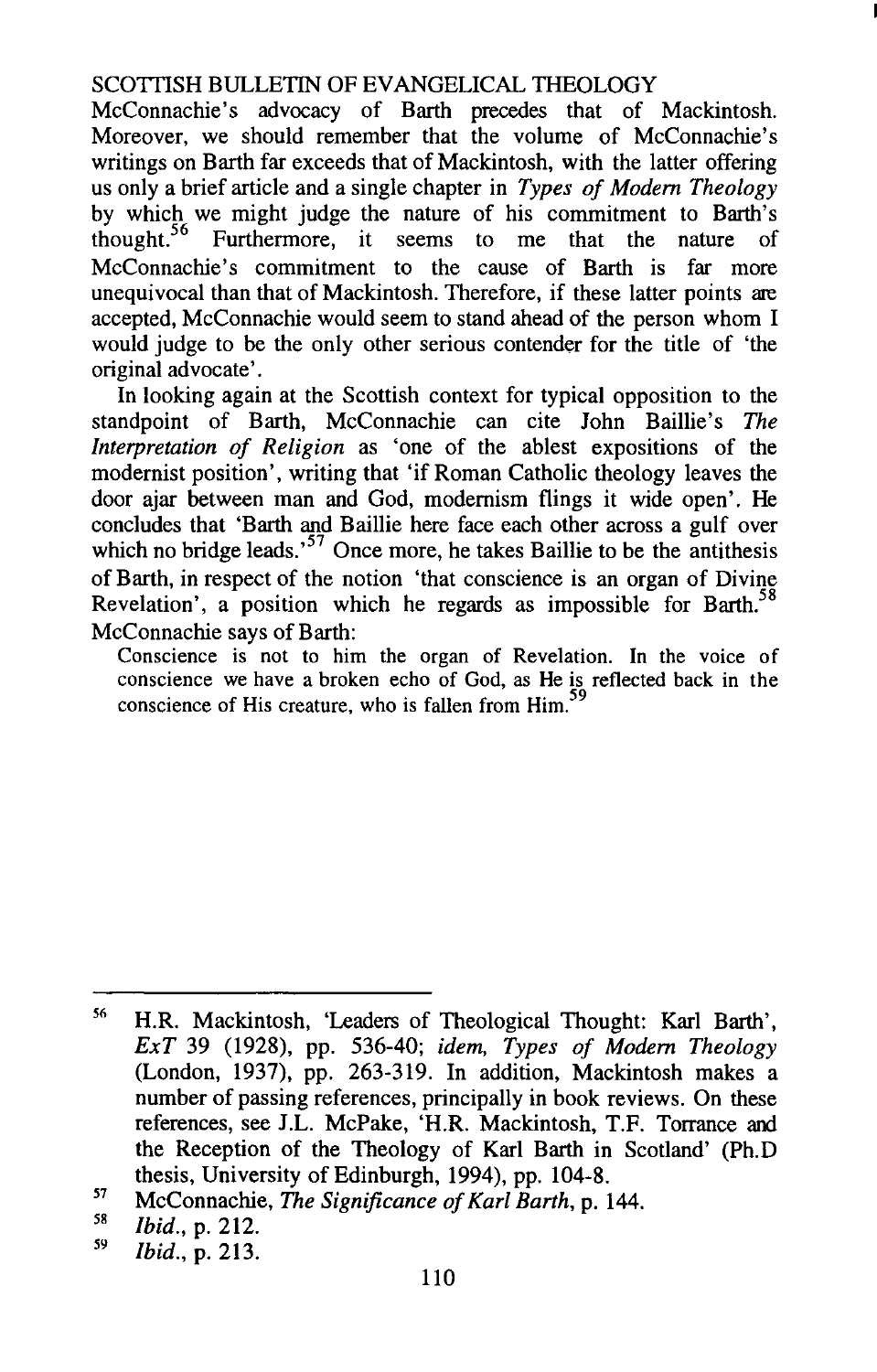McConnachie's advocacy of Barth precedes that of Mackintosh. Moreover, we should remember that the volume of McConnachie's writings on Barth far exceeds that of Mackintosh, with the latter offering us only a brief article and a single chapter in *Types of Modern Theology* by which we might judge the nature of his commitment to Barth's thought.[56] Furthermore, it seems to me that the nature of McConnachie's commitment to the cause of Barth is far more unequivocal than that of Mackintosh. Therefore, if these latter points are accepted, McConnachie would seem to stand ahead of the person whom I would judge to be the only other serious contender for the title of 'the original advocate'.

In looking again at the Scottish context for typical opposition to the standpoint of Barth, McConnachie can cite John Baillie's *The Interpretation of Religion* as 'one of the ablest expositions of the modernist position', writing that 'if Roman Catholic theology leaves the door ajar between man and God, modernism flings it wide open'. He concludes that 'Barth and Baillie here face each other across a gulf over which no bridge leads.'[57] Once more, he takes Baillie to be the antithesis of Barth, in respect of the notion 'that conscience is an organ of Divine Revelation', a position which he regards as impossible for Barth.[58] McConnachie says of Barth:

> Conscience is not to him the organ of Revelation. In the voice of conscience we have a broken echo of God, as He is reflected back in the conscience of His creature, who is fallen from Him.[59]

---

[56] H.R. Mackintosh, 'Leaders of Theological Thought: Karl Barth', *ExT* 39 (1928), pp. 536-40; *idem, Types of Modern Theology* (London, 1937), pp. 263-319. In addition, Mackintosh makes a number of passing references, principally in book reviews. On these references, see J.L. McPake, 'H.R. Mackintosh, T.F. Torrance and the Reception of the Theology of Karl Barth in Scotland' (Ph.D thesis, University of Edinburgh, 1994), pp. 104-8.

[57] McConnachie, *The Significance of Karl Barth*, p. 144.

[58] *Ibid.*, p. 212.

[59] *Ibid.*, p. 213.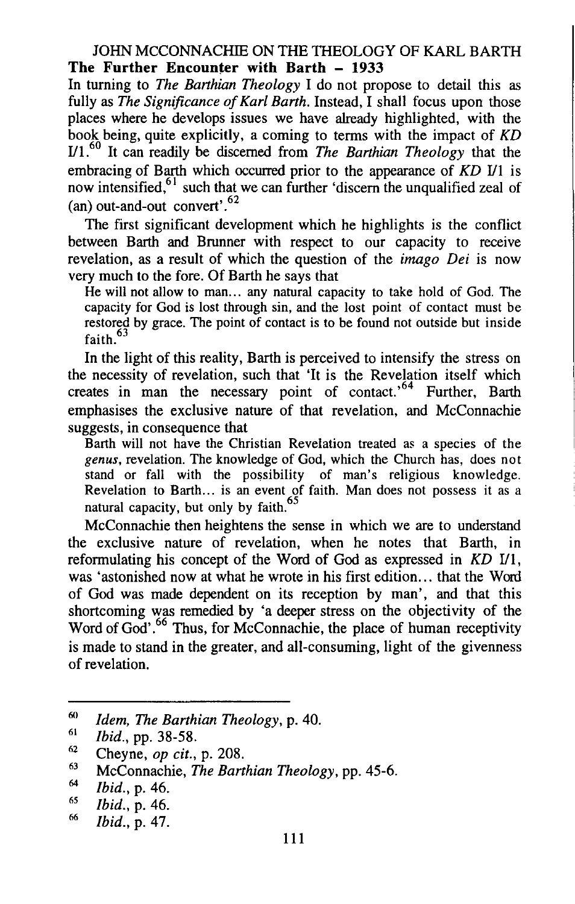## The Further Encounter with Barth – 1933

In turning to *The Barthian Theology* I do not propose to detail this as fully as *The Significance of Karl Barth*. Instead, I shall focus upon those places where he develops issues we have already highlighted, with the book being, quite explicitly, a coming to terms with the impact of *KD* I/1.[60] It can readily be discerned from *The Barthian Theology* that the embracing of Barth which occurred prior to the appearance of *KD* I/1 is now intensified,[61] such that we can further 'discern the unqualified zeal of (an) out-and-out convert'.[62]

The first significant development which he highlights is the conflict between Barth and Brunner with respect to our capacity to receive revelation, as a result of which the question of the *imago Dei* is now very much to the fore. Of Barth he says that

> He will not allow to man... any natural capacity to take hold of God. The capacity for God is lost through sin, and the lost point of contact must be restored by grace. The point of contact is to be found not outside but inside faith.[63]

In the light of this reality, Barth is perceived to intensify the stress on the necessity of revelation, such that 'It is the Revelation itself which creates in man the necessary point of contact.'[64] Further, Barth emphasises the exclusive nature of that revelation, and McConnachie suggests, in consequence that

> Barth will not have the Christian Revelation treated as a species of the *genus*, revelation. The knowledge of God, which the Church has, does not stand or fall with the possibility of man's religious knowledge. Revelation to Barth... is an event of faith. Man does not possess it as a natural capacity, but only by faith.[65]

McConnachie then heightens the sense in which we are to understand the exclusive nature of revelation, when he notes that Barth, in reformulating his concept of the Word of God as expressed in *KD* I/1, was 'astonished now at what he wrote in his first edition... that the Word of God was made dependent on its reception by man', and that this shortcoming was remedied by 'a deeper stress on the objectivity of the Word of God'.[66] Thus, for McConnachie, the place of human receptivity is made to stand in the greater, and all-consuming, light of the givenness of revelation.

---

[60] *Idem, The Barthian Theology*, p. 40.

[61] *Ibid.*, pp. 38-58.

[62] Cheyne, *op cit.*, p. 208.

[63] McConnachie, *The Barthian Theology*, pp. 45-6.

[64] *Ibid.*, p. 46.

[65] *Ibid.*, p. 46.

[66] *Ibid.*, p. 47.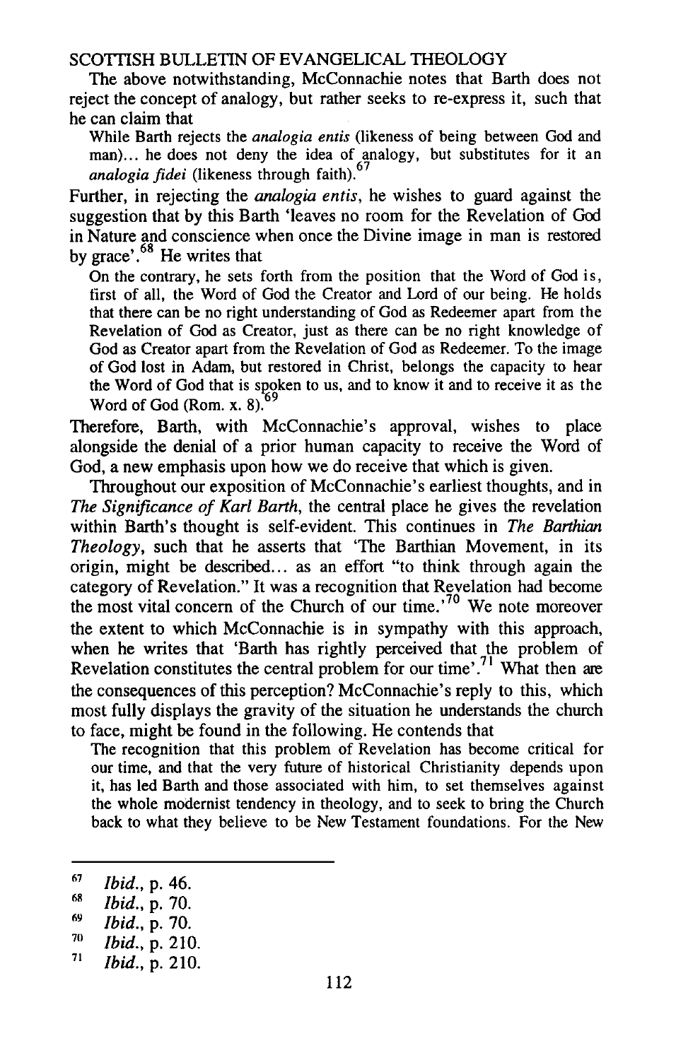The above notwithstanding, McConnachie notes that Barth does not reject the concept of analogy, but rather seeks to re-express it, such that he can claim that

> While Barth rejects the *analogia entis* (likeness of being between God and man)... he does not deny the idea of analogy, but substitutes for it an *analogia fidei* (likeness through faith).[67]

Further, in rejecting the *analogia entis*, he wishes to guard against the suggestion that by this Barth 'leaves no room for the Revelation of God in Nature and conscience when once the Divine image in man is restored by grace'.[68] He writes that

> On the contrary, he sets forth from the position that the Word of God is, first of all, the Word of God the Creator and Lord of our being. He holds that there can be no right understanding of God as Redeemer apart from the Revelation of God as Creator, just as there can be no right knowledge of God as Creator apart from the Revelation of God as Redeemer. To the image of God lost in Adam, but restored in Christ, belongs the capacity to hear the Word of God that is spoken to us, and to know it and to receive it as the Word of God (Rom. x. 8).[69]

Therefore, Barth, with McConnachie's approval, wishes to place alongside the denial of a prior human capacity to receive the Word of God, a new emphasis upon how we do receive that which is given.

Throughout our exposition of McConnachie's earliest thoughts, and in *The Significance of Karl Barth*, the central place he gives the revelation within Barth's thought is self-evident. This continues in *The Barthian Theology*, such that he asserts that 'The Barthian Movement, in its origin, might be described... as an effort "to think through again the category of Revelation." It was a recognition that Revelation had become the most vital concern of the Church of our time.'[70] We note moreover the extent to which McConnachie is in sympathy with this approach, when he writes that 'Barth has rightly perceived that the problem of Revelation constitutes the central problem for our time'.[71] What then are the consequences of this perception? McConnachie's reply to this, which most fully displays the gravity of the situation he understands the church to face, might be found in the following. He contends that

> The recognition that this problem of Revelation has become critical for our time, and that the very future of historical Christianity depends upon it, has led Barth and those associated with him, to set themselves against the whole modernist tendency in theology, and to seek to bring the Church back to what they believe to be New Testament foundations. For the New

---

67 *Ibid.*, p. 46.

68 *Ibid.*, p. 70.

69 *Ibid.*, p. 70.

70 *Ibid.*, p. 210.

71 *Ibid.*, p. 210.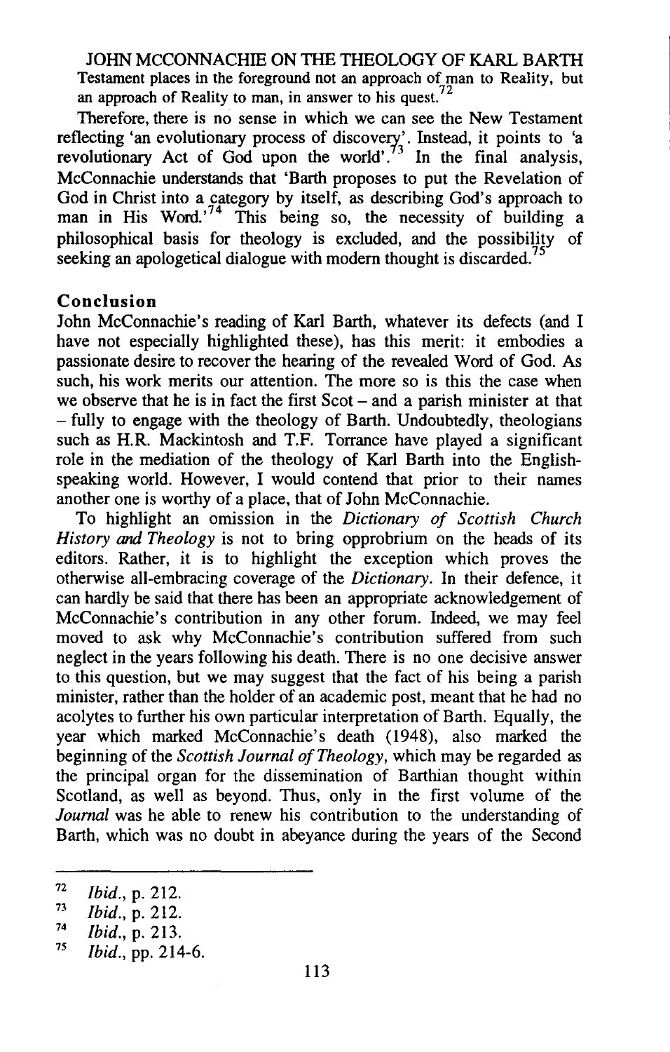Testament places in the foreground not an approach of man to Reality, but an approach of Reality to man, in answer to his quest.[72]

Therefore, there is no sense in which we can see the New Testament reflecting 'an evolutionary process of discovery'. Instead, it points to 'a revolutionary Act of God upon the world'.[73] In the final analysis, McConnachie understands that 'Barth proposes to put the Revelation of God in Christ into a category by itself, as describing God's approach to man in His Word.'[74] This being so, the necessity of building a philosophical basis for theology is excluded, and the possibility of seeking an apologetical dialogue with modern thought is discarded.[75]

## Conclusion

John McConnachie's reading of Karl Barth, whatever its defects (and I have not especially highlighted these), has this merit: it embodies a passionate desire to recover the hearing of the revealed Word of God. As such, his work merits our attention. The more so is this the case when we observe that he is in fact the first Scot – and a parish minister at that – fully to engage with the theology of Barth. Undoubtedly, theologians such as H.R. Mackintosh and T.F. Torrance have played a significant role in the mediation of the theology of Karl Barth into the English-speaking world. However, I would contend that prior to their names another one is worthy of a place, that of John McConnachie.

To highlight an omission in the *Dictionary of Scottish Church History and Theology* is not to bring opprobrium on the heads of its editors. Rather, it is to highlight the exception which proves the otherwise all-embracing coverage of the *Dictionary*. In their defence, it can hardly be said that there has been an appropriate acknowledgement of McConnachie's contribution in any other forum. Indeed, we may feel moved to ask why McConnachie's contribution suffered from such neglect in the years following his death. There is no one decisive answer to this question, but we may suggest that the fact of his being a parish minister, rather than the holder of an academic post, meant that he had no acolytes to further his own particular interpretation of Barth. Equally, the year which marked McConnachie's death (1948), also marked the beginning of the *Scottish Journal of Theology*, which may be regarded as the principal organ for the dissemination of Barthian thought within Scotland, as well as beyond. Thus, only in the first volume of the *Journal* was he able to renew his contribution to the understanding of Barth, which was no doubt in abeyance during the years of the Second

---

72 *Ibid.*, p. 212.

73 *Ibid.*, p. 212.

74 *Ibid.*, p. 213.

75 *Ibid.*, pp. 214-6.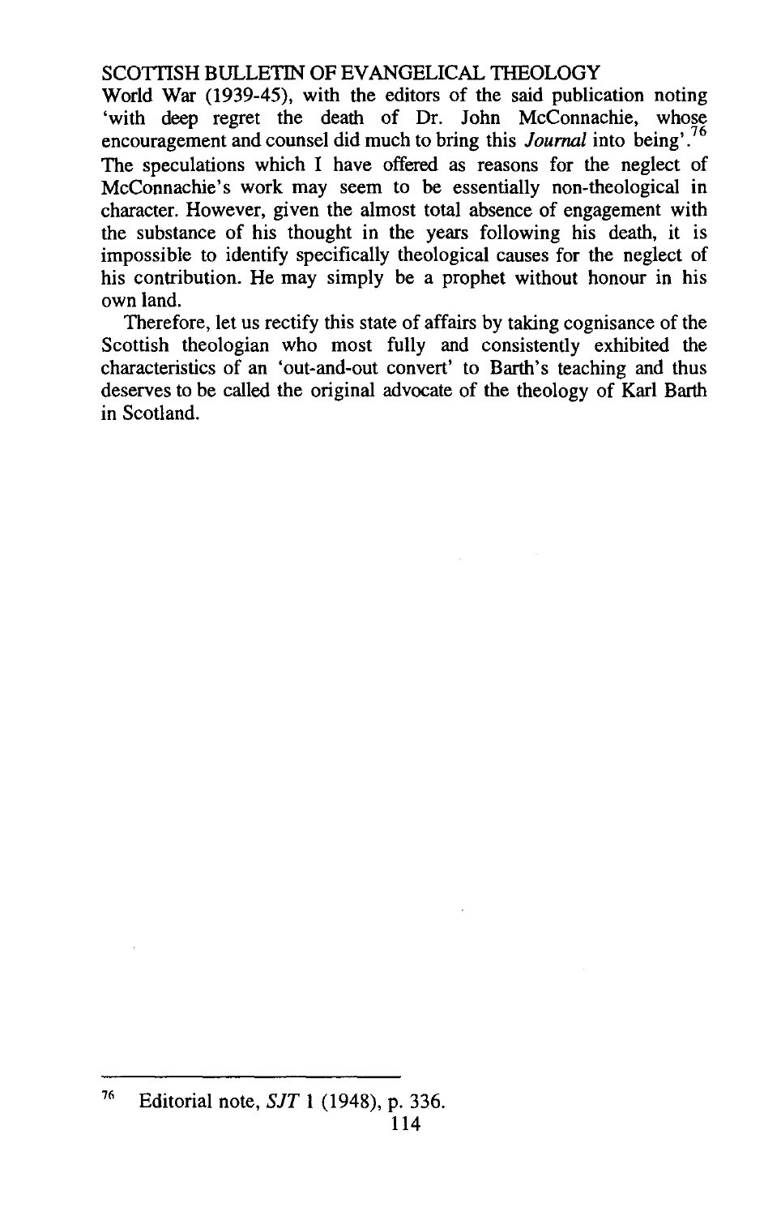World War (1939-45), with the editors of the said publication noting 'with deep regret the death of Dr. John McConnachie, whose encouragement and counsel did much to bring this *Journal* into being'.[76]

The speculations which I have offered as reasons for the neglect of McConnachie's work may seem to be essentially non-theological in character. However, given the almost total absence of engagement with the substance of his thought in the years following his death, it is impossible to identify specifically theological causes for the neglect of his contribution. He may simply be a prophet without honour in his own land.

Therefore, let us rectify this state of affairs by taking cognisance of the Scottish theologian who most fully and consistently exhibited the characteristics of an 'out-and-out convert' to Barth's teaching and thus deserves to be called the original advocate of the theology of Karl Barth in Scotland.

---

[76] Editorial note, *SJT* 1 (1948), p. 336.